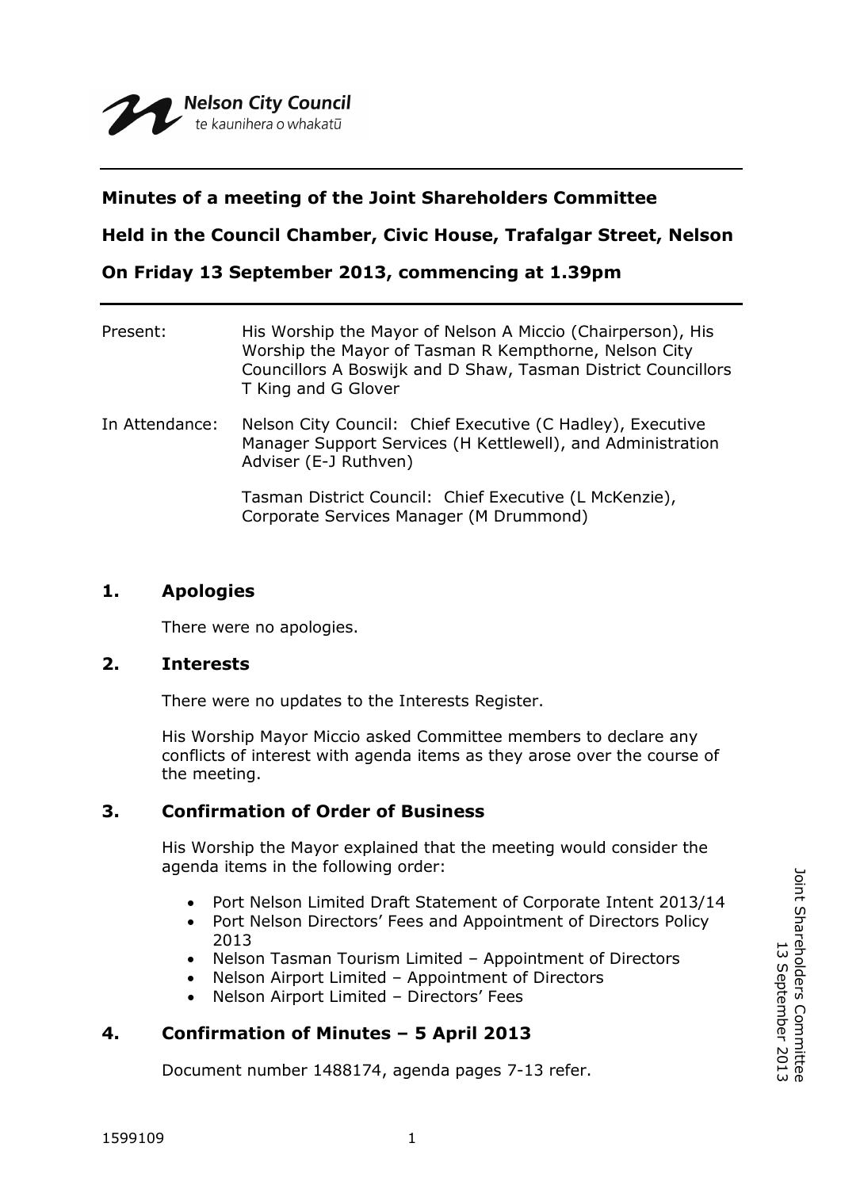Nelson City Council
te kaunihera o whakatū

**Minutes of a meeting of the Joint Shareholders Committee**

**Held in the Council Chamber, Civic House, Trafalgar Street, Nelson**

**On Friday 13 September 2013, commencing at 1.39pm**

Present: His Worship the Mayor of Nelson A Miccio (Chairperson), His Worship the Mayor of Tasman R Kempthorne, Nelson City Councillors A Boswijk and D Shaw, Tasman District Councillors T King and G Glover

In Attendance: Nelson City Council: Chief Executive (C Hadley), Executive Manager Support Services (H Kettlewell), and Administration Adviser (E-J Ruthven)

Tasman District Council: Chief Executive (L McKenzie), Corporate Services Manager (M Drummond)

## 1. Apologies

There were no apologies.

## 2. Interests

There were no updates to the Interests Register.

His Worship Mayor Miccio asked Committee members to declare any conflicts of interest with agenda items as they arose over the course of the meeting.

## 3. Confirmation of Order of Business

His Worship the Mayor explained that the meeting would consider the agenda items in the following order:

- Port Nelson Limited Draft Statement of Corporate Intent 2013/14
- Port Nelson Directors' Fees and Appointment of Directors Policy 2013
- Nelson Tasman Tourism Limited – Appointment of Directors
- Nelson Airport Limited – Appointment of Directors
- Nelson Airport Limited – Directors' Fees

## 4. Confirmation of Minutes – 5 April 2013

Document number 1488174, agenda pages 7-13 refer.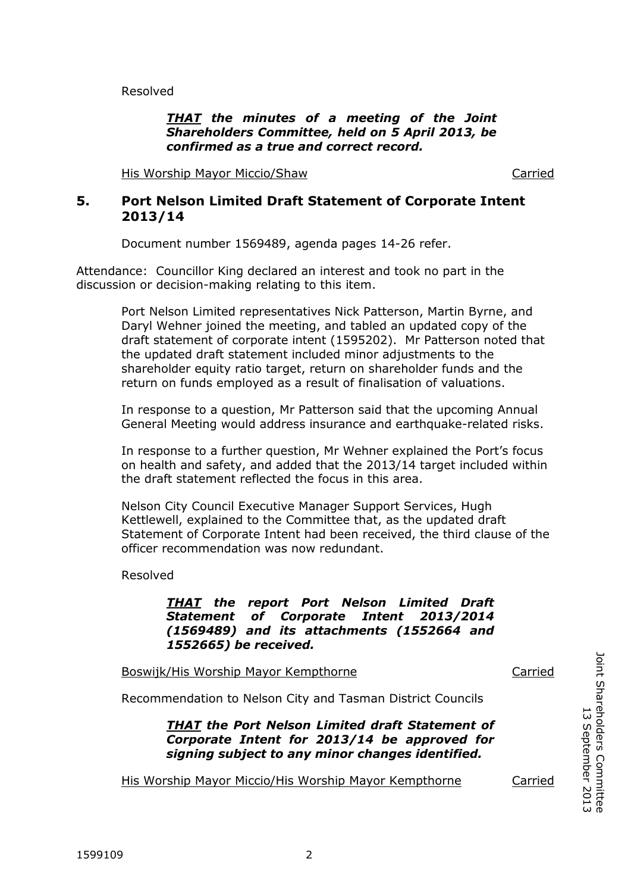Resolved

> ***THAT** the minutes of a meeting of the Joint Shareholders Committee, held on 5 April 2013, be confirmed as a true and correct record.*

His Worship Mayor Miccio/Shaw — Carried

## 5. Port Nelson Limited Draft Statement of Corporate Intent 2013/14

Document number 1569489, agenda pages 14-26 refer.

Attendance: Councillor King declared an interest and took no part in the discussion or decision-making relating to this item.

Port Nelson Limited representatives Nick Patterson, Martin Byrne, and Daryl Wehner joined the meeting, and tabled an updated copy of the draft statement of corporate intent (1595202). Mr Patterson noted that the updated draft statement included minor adjustments to the shareholder equity ratio target, return on shareholder funds and the return on funds employed as a result of finalisation of valuations.

In response to a question, Mr Patterson said that the upcoming Annual General Meeting would address insurance and earthquake-related risks.

In response to a further question, Mr Wehner explained the Port's focus on health and safety, and added that the 2013/14 target included within the draft statement reflected the focus in this area.

Nelson City Council Executive Manager Support Services, Hugh Kettlewell, explained to the Committee that, as the updated draft Statement of Corporate Intent had been received, the third clause of the officer recommendation was now redundant.

Resolved

> ***THAT** the report Port Nelson Limited Draft Statement of Corporate Intent 2013/2014 (1569489) and its attachments (1552664 and 1552665) be received.*

Boswijk/His Worship Mayor Kempthorne — Carried

Recommendation to Nelson City and Tasman District Councils

> ***THAT** the Port Nelson Limited draft Statement of Corporate Intent for 2013/14 be approved for signing subject to any minor changes identified.*

His Worship Mayor Miccio/His Worship Mayor Kempthorne — Carried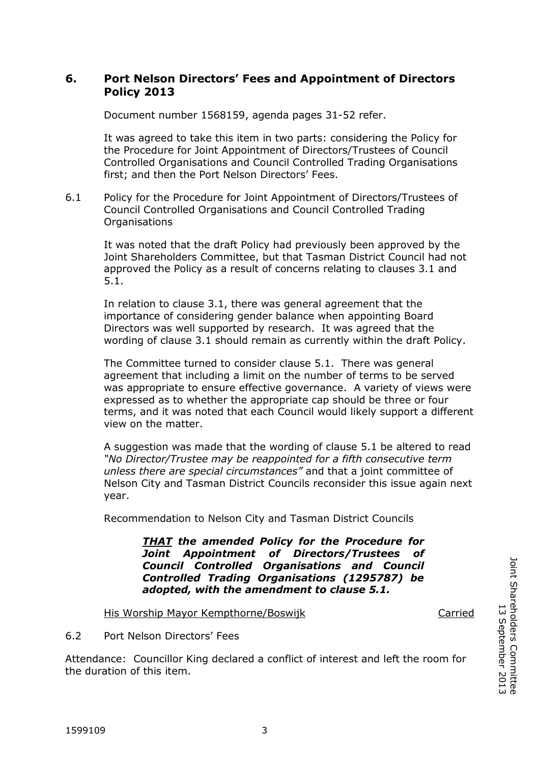## 6. Port Nelson Directors' Fees and Appointment of Directors Policy 2013

Document number 1568159, agenda pages 31-52 refer.

It was agreed to take this item in two parts: considering the Policy for the Procedure for Joint Appointment of Directors/Trustees of Council Controlled Organisations and Council Controlled Trading Organisations first; and then the Port Nelson Directors' Fees.

6.1 Policy for the Procedure for Joint Appointment of Directors/Trustees of Council Controlled Organisations and Council Controlled Trading Organisations

It was noted that the draft Policy had previously been approved by the Joint Shareholders Committee, but that Tasman District Council had not approved the Policy as a result of concerns relating to clauses 3.1 and 5.1.

In relation to clause 3.1, there was general agreement that the importance of considering gender balance when appointing Board Directors was well supported by research. It was agreed that the wording of clause 3.1 should remain as currently within the draft Policy.

The Committee turned to consider clause 5.1. There was general agreement that including a limit on the number of terms to be served was appropriate to ensure effective governance. A variety of views were expressed as to whether the appropriate cap should be three or four terms, and it was noted that each Council would likely support a different view on the matter.

A suggestion was made that the wording of clause 5.1 be altered to read *"No Director/Trustee may be reappointed for a fifth consecutive term unless there are special circumstances"* and that a joint committee of Nelson City and Tasman District Councils reconsider this issue again next year.

Recommendation to Nelson City and Tasman District Councils

> ***THAT the amended Policy for the Procedure for Joint Appointment of Directors/Trustees of Council Controlled Organisations and Council Controlled Trading Organisations (1295787) be adopted, with the amendment to clause 5.1.***

His Worship Mayor Kempthorne/Boswijk — Carried

6.2 Port Nelson Directors' Fees

Attendance: Councillor King declared a conflict of interest and left the room for the duration of this item.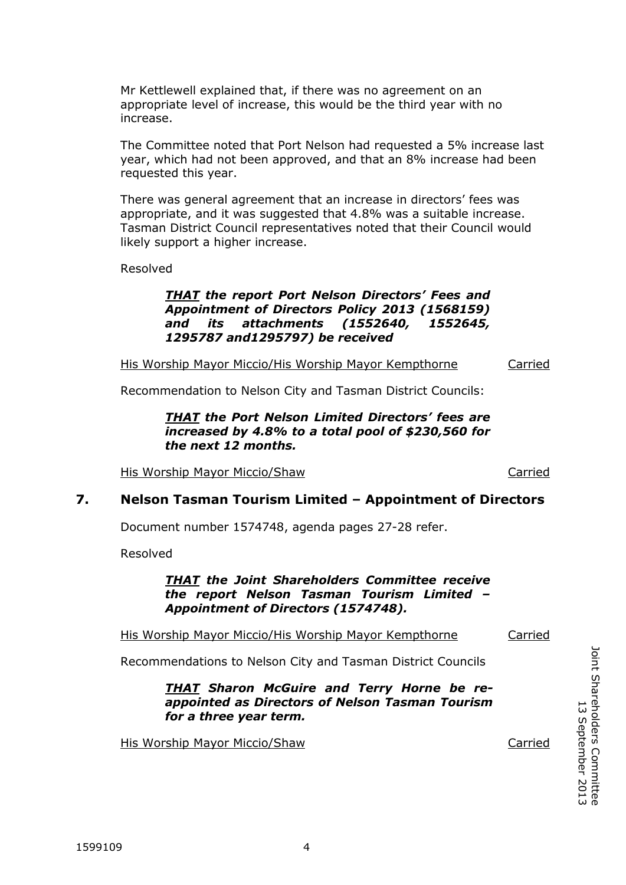Mr Kettlewell explained that, if there was no agreement on an appropriate level of increase, this would be the third year with no increase.

The Committee noted that Port Nelson had requested a 5% increase last year, which had not been approved, and that an 8% increase had been requested this year.

There was general agreement that an increase in directors' fees was appropriate, and it was suggested that 4.8% was a suitable increase. Tasman District Council representatives noted that their Council would likely support a higher increase.

Resolved

> ***THAT** the report Port Nelson Directors' Fees and Appointment of Directors Policy 2013 (1568159) and its attachments (1552640, 1552645, 1295787 and1295797) be received*

His Worship Mayor Miccio/His Worship Mayor Kempthorne — Carried

Recommendation to Nelson City and Tasman District Councils:

> ***THAT** the Port Nelson Limited Directors' fees are increased by 4.8% to a total pool of $230,560 for the next 12 months.*

His Worship Mayor Miccio/Shaw — Carried

## 7. Nelson Tasman Tourism Limited – Appointment of Directors

Document number 1574748, agenda pages 27-28 refer.

Resolved

> ***THAT** the Joint Shareholders Committee receive the report Nelson Tasman Tourism Limited – Appointment of Directors (1574748).*

His Worship Mayor Miccio/His Worship Mayor Kempthorne — Carried

Recommendations to Nelson City and Tasman District Councils

> ***THAT** Sharon McGuire and Terry Horne be re-appointed as Directors of Nelson Tasman Tourism for a three year term.*

His Worship Mayor Miccio/Shaw — Carried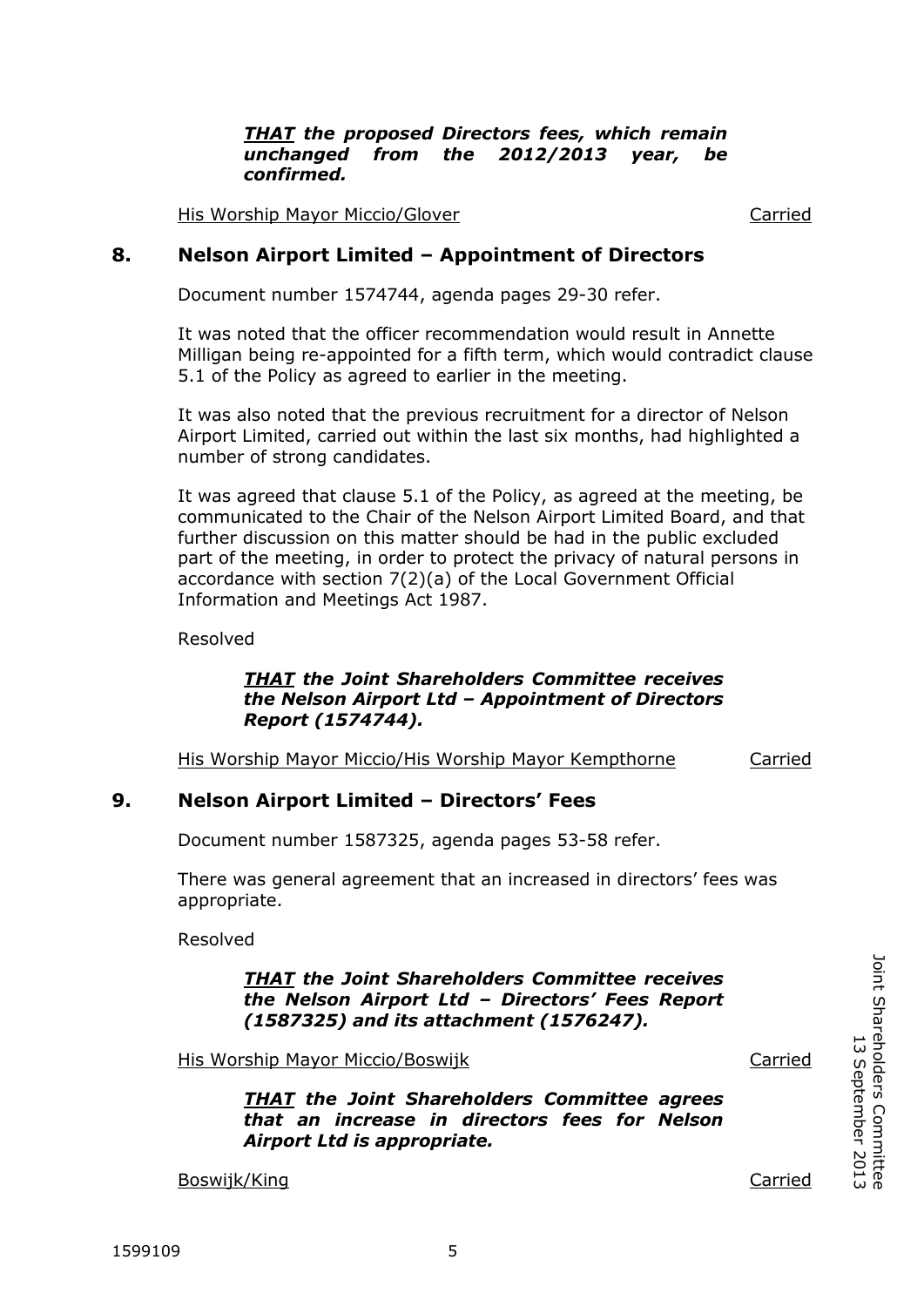***THAT** the proposed Directors fees, which remain unchanged from the 2012/2013 year, be confirmed.*

His Worship Mayor Miccio/Glover Carried

## 8. Nelson Airport Limited – Appointment of Directors

Document number 1574744, agenda pages 29-30 refer.

It was noted that the officer recommendation would result in Annette Milligan being re-appointed for a fifth term, which would contradict clause 5.1 of the Policy as agreed to earlier in the meeting.

It was also noted that the previous recruitment for a director of Nelson Airport Limited, carried out within the last six months, had highlighted a number of strong candidates.

It was agreed that clause 5.1 of the Policy, as agreed at the meeting, be communicated to the Chair of the Nelson Airport Limited Board, and that further discussion on this matter should be had in the public excluded part of the meeting, in order to protect the privacy of natural persons in accordance with section 7(2)(a) of the Local Government Official Information and Meetings Act 1987.

Resolved

***THAT** the Joint Shareholders Committee receives the Nelson Airport Ltd – Appointment of Directors Report (1574744).*

His Worship Mayor Miccio/His Worship Mayor Kempthorne Carried

## 9. Nelson Airport Limited – Directors' Fees

Document number 1587325, agenda pages 53-58 refer.

There was general agreement that an increased in directors' fees was appropriate.

Resolved

***THAT** the Joint Shareholders Committee receives the Nelson Airport Ltd – Directors' Fees Report (1587325) and its attachment (1576247).*

His Worship Mayor Miccio/Boswijk Carried

***THAT** the Joint Shareholders Committee agrees that an increase in directors fees for Nelson Airport Ltd is appropriate.*

Boswijk/King Carried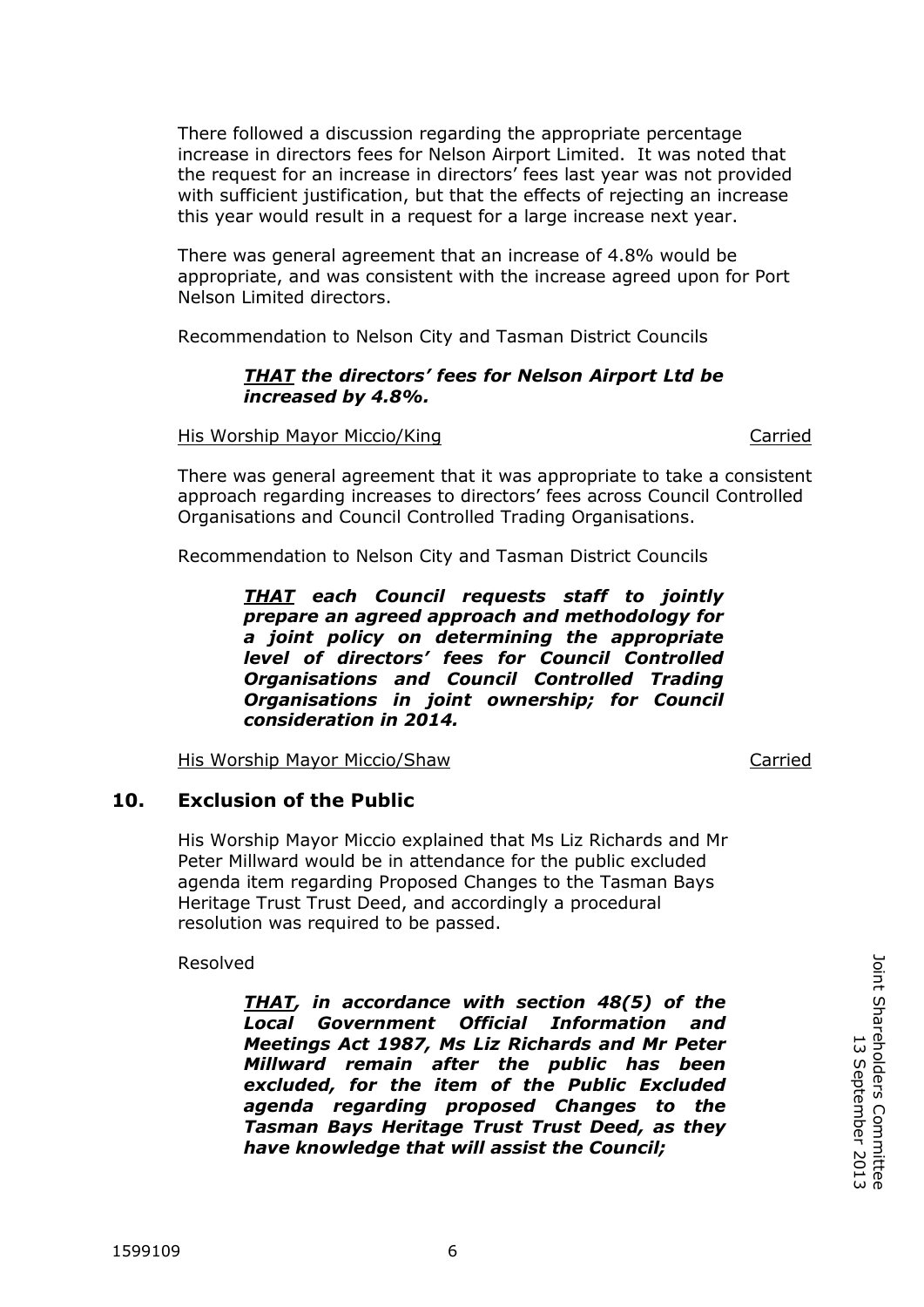There followed a discussion regarding the appropriate percentage increase in directors fees for Nelson Airport Limited. It was noted that the request for an increase in directors' fees last year was not provided with sufficient justification, but that the effects of rejecting an increase this year would result in a request for a large increase next year.

There was general agreement that an increase of 4.8% would be appropriate, and was consistent with the increase agreed upon for Port Nelson Limited directors.

Recommendation to Nelson City and Tasman District Councils

> ***THAT** the directors' fees for Nelson Airport Ltd be increased by 4.8%.*

His Worship Mayor Miccio/King — Carried

There was general agreement that it was appropriate to take a consistent approach regarding increases to directors' fees across Council Controlled Organisations and Council Controlled Trading Organisations.

Recommendation to Nelson City and Tasman District Councils

> ***THAT** each Council requests staff to jointly prepare an agreed approach and methodology for a joint policy on determining the appropriate level of directors' fees for Council Controlled Organisations and Council Controlled Trading Organisations in joint ownership; for Council consideration in 2014.*

His Worship Mayor Miccio/Shaw — Carried

## 10. Exclusion of the Public

His Worship Mayor Miccio explained that Ms Liz Richards and Mr Peter Millward would be in attendance for the public excluded agenda item regarding Proposed Changes to the Tasman Bays Heritage Trust Trust Deed, and accordingly a procedural resolution was required to be passed.

Resolved

> ***THAT**, in accordance with section 48(5) of the Local Government Official Information and Meetings Act 1987, Ms Liz Richards and Mr Peter Millward remain after the public has been excluded, for the item of the Public Excluded agenda regarding proposed Changes to the Tasman Bays Heritage Trust Trust Deed, as they have knowledge that will assist the Council;*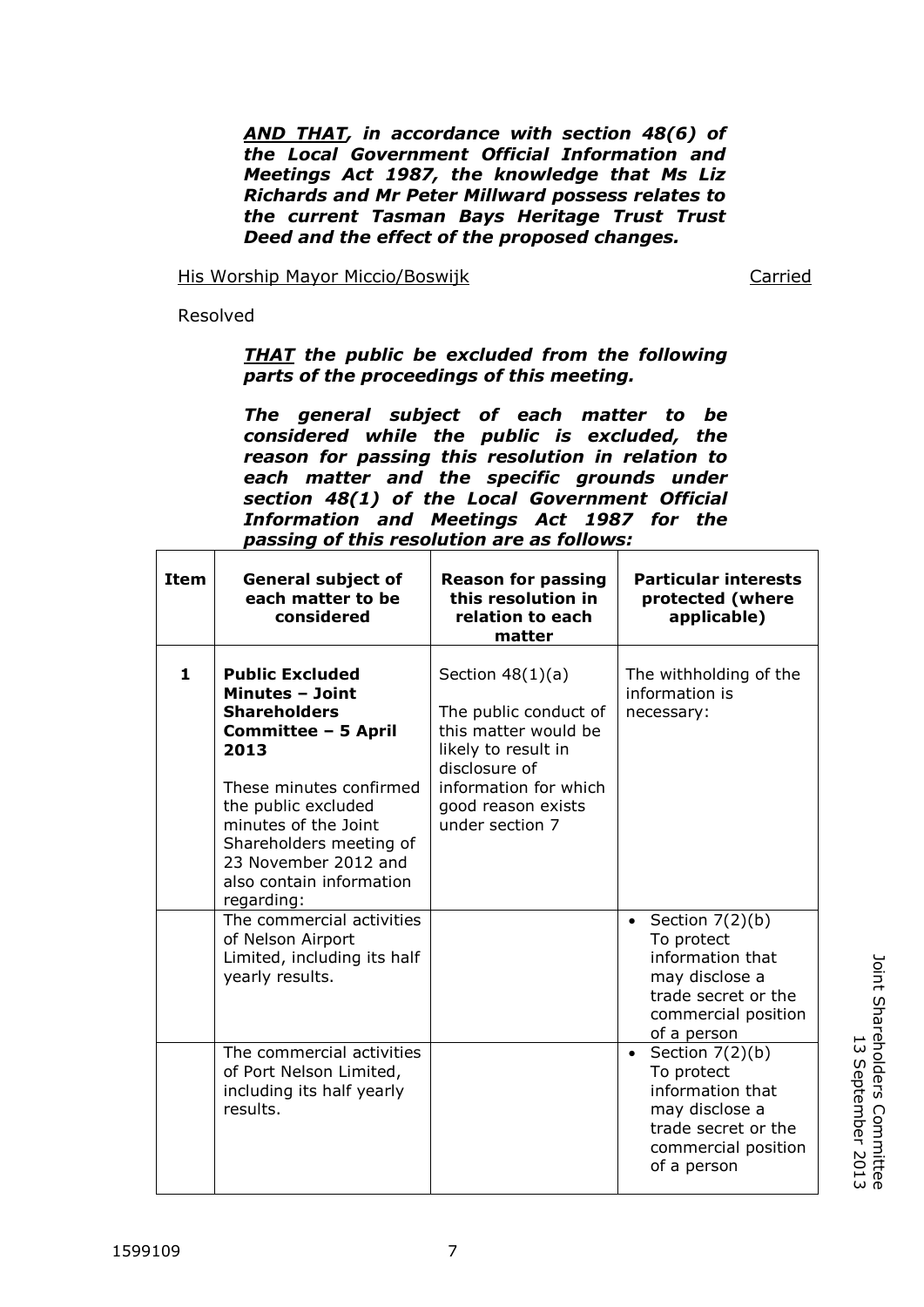***AND THAT**, in accordance with section 48(6) of the Local Government Official Information and Meetings Act 1987, the knowledge that Ms Liz Richards and Mr Peter Millward possess relates to the current Tasman Bays Heritage Trust Trust Deed and the effect of the proposed changes.*

His Worship Mayor Miccio/Boswijk Carried

Resolved

***THAT** the public be excluded from the following parts of the proceedings of this meeting.*

***The general subject of each matter to be considered while the public is excluded, the reason for passing this resolution in relation to each matter and the specific grounds under section 48(1) of the Local Government Official Information and Meetings Act 1987 for the passing of this resolution are as follows:***

| Item | General subject of each matter to be considered | Reason for passing this resolution in relation to each matter | Particular interests protected (where applicable) |
|---|---|---|---|
| **1** | **Public Excluded Minutes – Joint Shareholders Committee – 5 April 2013**<br><br>These minutes confirmed the public excluded minutes of the Joint Shareholders meeting of 23 November 2012 and also contain information regarding: | Section 48(1)(a)<br><br>The public conduct of this matter would be likely to result in disclosure of information for which good reason exists under section 7 | The withholding of the information is necessary: |
| | The commercial activities of Nelson Airport Limited, including its half yearly results. | | • Section 7(2)(b) To protect information that may disclose a trade secret or the commercial position of a person |
| | The commercial activities of Port Nelson Limited, including its half yearly results. | | • Section 7(2)(b) To protect information that may disclose a trade secret or the commercial position of a person |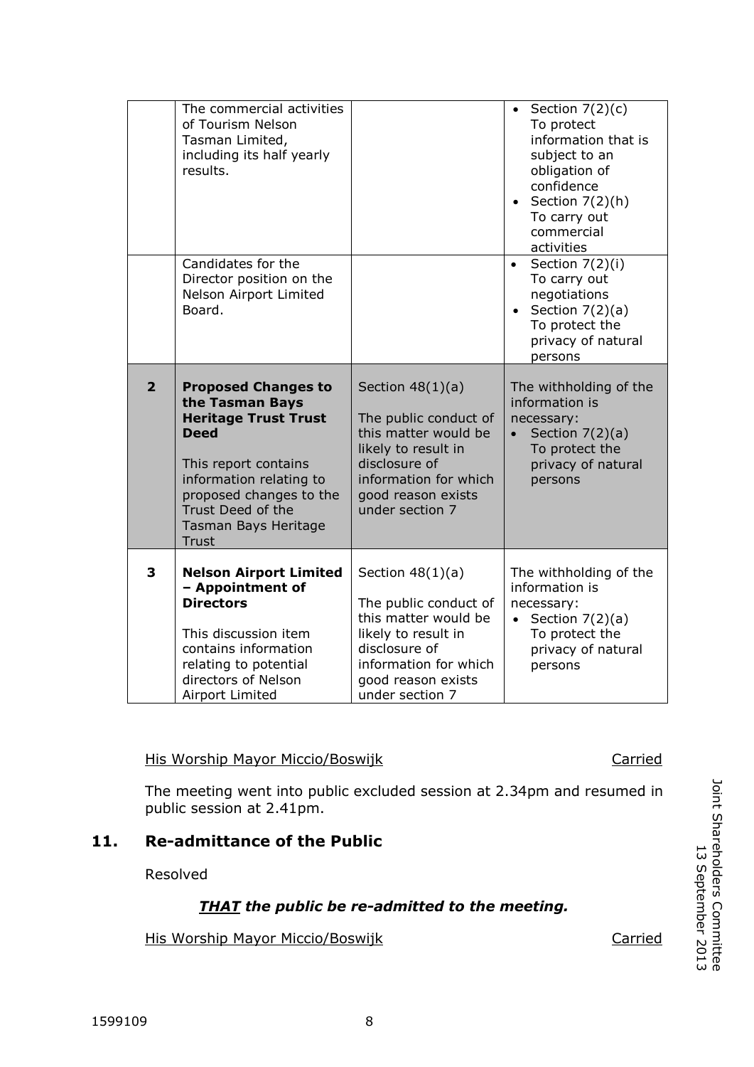| | | | |
|---|---|---|---|
| | The commercial activities of Tourism Nelson Tasman Limited, including its half yearly results. | | • Section 7(2)(c) To protect information that is subject to an obligation of confidence<br>• Section 7(2)(h) To carry out commercial activities |
| | Candidates for the Director position on the Nelson Airport Limited Board. | | • Section 7(2)(i) To carry out negotiations<br>• Section 7(2)(a) To protect the privacy of natural persons |
| **2** | **Proposed Changes to the Tasman Bays Heritage Trust Trust Deed**<br><br>This report contains information relating to proposed changes to the Trust Deed of the Tasman Bays Heritage Trust | Section 48(1)(a)<br><br>The public conduct of this matter would be likely to result in disclosure of information for which good reason exists under section 7 | The withholding of the information is necessary:<br>• Section 7(2)(a) To protect the privacy of natural persons |
| **3** | **Nelson Airport Limited – Appointment of Directors**<br><br>This discussion item contains information relating to potential directors of Nelson Airport Limited | Section 48(1)(a)<br><br>The public conduct of this matter would be likely to result in disclosure of information for which good reason exists under section 7 | The withholding of the information is necessary:<br>• Section 7(2)(a) To protect the privacy of natural persons |

His Worship Mayor Miccio/Boswijk — Carried

The meeting went into public excluded session at 2.34pm and resumed in public session at 2.41pm.

## 11. Re-admittance of the Public

Resolved

***THAT the public be re-admitted to the meeting.***

His Worship Mayor Miccio/Boswijk — Carried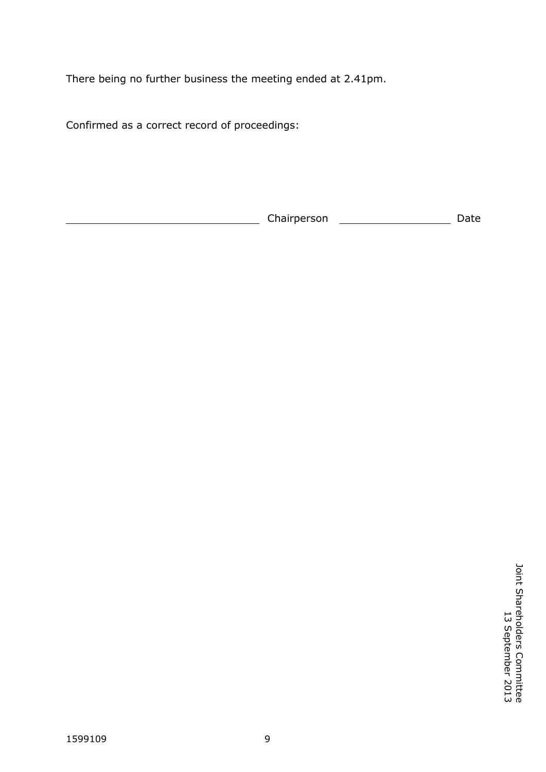There being no further business the meeting ended at 2.41pm.

Confirmed as a correct record of proceedings:

\_\_\_\_\_\_\_\_\_\_\_\_\_\_\_\_\_\_\_\_\_\_\_\_\_\_\_\_\_\_ Chairperson \_\_\_\_\_\_\_\_\_\_\_\_\_\_\_\_\_ Date